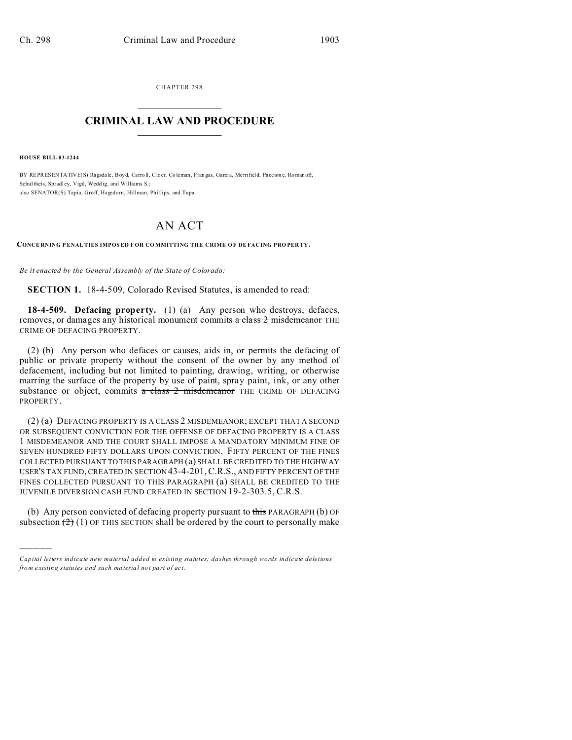CHAPTER 298

# CRIMINAL LAW AND PROCEDURE

**HOUSE BILL 03-1244**

BY REPRESENTATIVE(S) Ragsdale, Boyd, Carroll, Cloer, Coleman, Frangas, Garcia, Merrifield, Paccione, Romanoff, Schultheis, Spradley, Vigil, Weddig, and Williams S.;
also SENATOR(S) Tapia, Groff, Hagedorn, Hillman, Phillips, and Tupa.

# AN ACT

**CONCERNING PENALTIES IMPOSED FOR COMMITTING THE CRIME OF DEFACING PROPERTY.**

*Be it enacted by the General Assembly of the State of Colorado:*

**SECTION 1.** 18-4-509, Colorado Revised Statutes, is amended to read:

**18-4-509. Defacing property.** (1) (a) Any person who destroys, defaces, removes, or damages any historical monument commits ~~a class 2 misdemeanor~~ THE CRIME OF DEFACING PROPERTY.

~~(2)~~ (b) Any person who defaces or causes, aids in, or permits the defacing of public or private property without the consent of the owner by any method of defacement, including but not limited to painting, drawing, writing, or otherwise marring the surface of the property by use of paint, spray paint, ink, or any other substance or object, commits ~~a class 2 misdemeanor~~ THE CRIME OF DEFACING PROPERTY.

(2) (a) DEFACING PROPERTY IS A CLASS 2 MISDEMEANOR; EXCEPT THAT A SECOND OR SUBSEQUENT CONVICTION FOR THE OFFENSE OF DEFACING PROPERTY IS A CLASS 1 MISDEMEANOR AND THE COURT SHALL IMPOSE A MANDATORY MINIMUM FINE OF SEVEN HUNDRED FIFTY DOLLARS UPON CONVICTION. FIFTY PERCENT OF THE FINES COLLECTED PURSUANT TO THIS PARAGRAPH (a) SHALL BE CREDITED TO THE HIGHWAY USER'S TAX FUND, CREATED IN SECTION 43-4-201, C.R.S., AND FIFTY PERCENT OF THE FINES COLLECTED PURSUANT TO THIS PARAGRAPH (a) SHALL BE CREDITED TO THE JUVENILE DIVERSION CASH FUND CREATED IN SECTION 19-2-303.5, C.R.S.

(b) Any person convicted of defacing property pursuant to ~~this~~ PARAGRAPH (b) OF subsection ~~(2)~~ (1) OF THIS SECTION shall be ordered by the court to personally make

---

*Capital letters indicate new material added to existing statutes; dashes through words indicate deletions from existing statutes and such material not part of act.*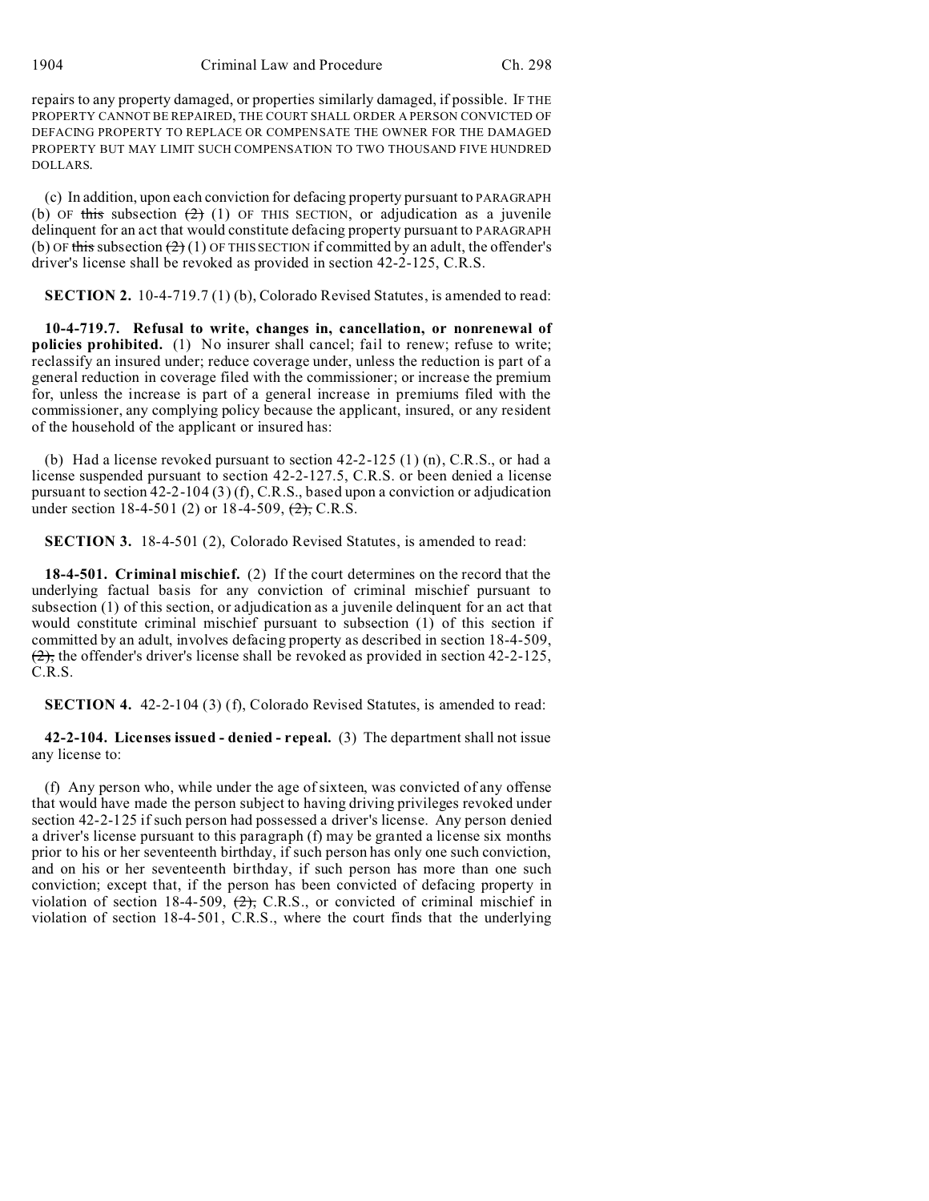repairs to any property damaged, or properties similarly damaged, if possible. IF THE PROPERTY CANNOT BE REPAIRED, THE COURT SHALL ORDER A PERSON CONVICTED OF DEFACING PROPERTY TO REPLACE OR COMPENSATE THE OWNER FOR THE DAMAGED PROPERTY BUT MAY LIMIT SUCH COMPENSATION TO TWO THOUSAND FIVE HUNDRED DOLLARS.

(c) In addition, upon each conviction for defacing property pursuant to PARAGRAPH (b) OF ~~this~~ subsection ~~(2)~~ (1) OF THIS SECTION, or adjudication as a juvenile delinquent for an act that would constitute defacing property pursuant to PARAGRAPH (b) OF ~~this~~ subsection ~~(2)~~ (1) OF THIS SECTION if committed by an adult, the offender's driver's license shall be revoked as provided in section 42-2-125, C.R.S.

**SECTION 2.** 10-4-719.7 (1) (b), Colorado Revised Statutes, is amended to read:

**10-4-719.7. Refusal to write, changes in, cancellation, or nonrenewal of policies prohibited.** (1) No insurer shall cancel; fail to renew; refuse to write; reclassify an insured under; reduce coverage under, unless the reduction is part of a general reduction in coverage filed with the commissioner; or increase the premium for, unless the increase is part of a general increase in premiums filed with the commissioner, any complying policy because the applicant, insured, or any resident of the household of the applicant or insured has:

(b) Had a license revoked pursuant to section 42-2-125 (1) (n), C.R.S., or had a license suspended pursuant to section 42-2-127.5, C.R.S. or been denied a license pursuant to section 42-2-104 (3) (f), C.R.S., based upon a conviction or adjudication under section 18-4-501 (2) or 18-4-509, ~~(2),~~ C.R.S.

**SECTION 3.** 18-4-501 (2), Colorado Revised Statutes, is amended to read:

**18-4-501. Criminal mischief.** (2) If the court determines on the record that the underlying factual basis for any conviction of criminal mischief pursuant to subsection (1) of this section, or adjudication as a juvenile delinquent for an act that would constitute criminal mischief pursuant to subsection (1) of this section if committed by an adult, involves defacing property as described in section 18-4-509, ~~(2),~~ the offender's driver's license shall be revoked as provided in section 42-2-125, C.R.S.

**SECTION 4.** 42-2-104 (3) (f), Colorado Revised Statutes, is amended to read:

**42-2-104. Licenses issued - denied - repeal.** (3) The department shall not issue any license to:

(f) Any person who, while under the age of sixteen, was convicted of any offense that would have made the person subject to having driving privileges revoked under section 42-2-125 if such person had possessed a driver's license. Any person denied a driver's license pursuant to this paragraph (f) may be granted a license six months prior to his or her seventeenth birthday, if such person has only one such conviction, and on his or her seventeenth birthday, if such person has more than one such conviction; except that, if the person has been convicted of defacing property in violation of section 18-4-509, ~~(2),~~ C.R.S., or convicted of criminal mischief in violation of section 18-4-501, C.R.S., where the court finds that the underlying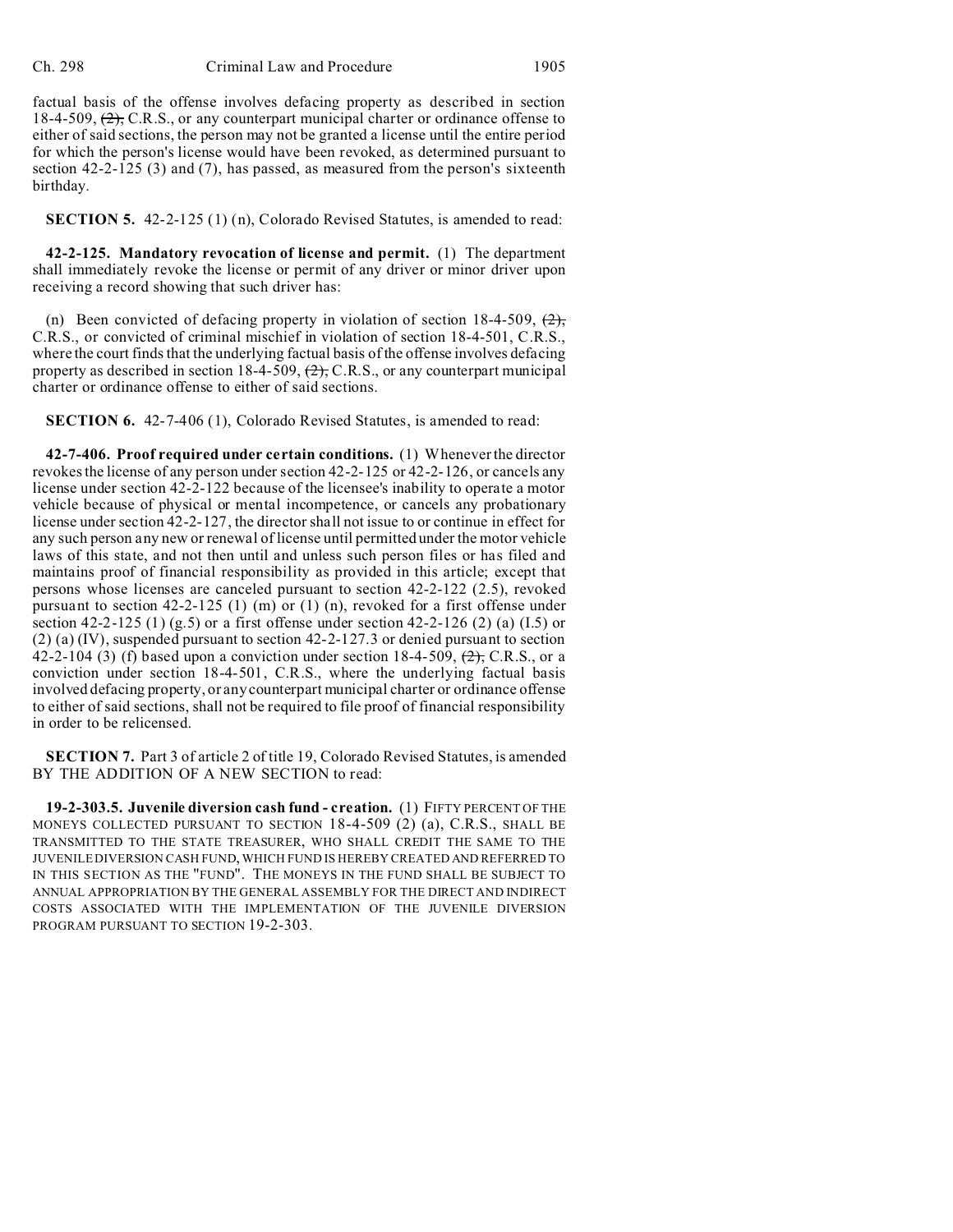factual basis of the offense involves defacing property as described in section 18-4-509, ~~(2),~~ C.R.S., or any counterpart municipal charter or ordinance offense to either of said sections, the person may not be granted a license until the entire period for which the person's license would have been revoked, as determined pursuant to section 42-2-125 (3) and (7), has passed, as measured from the person's sixteenth birthday.

**SECTION 5.** 42-2-125 (1) (n), Colorado Revised Statutes, is amended to read:

**42-2-125. Mandatory revocation of license and permit.** (1) The department shall immediately revoke the license or permit of any driver or minor driver upon receiving a record showing that such driver has:

(n) Been convicted of defacing property in violation of section 18-4-509, ~~(2),~~ C.R.S., or convicted of criminal mischief in violation of section 18-4-501, C.R.S., where the court finds that the underlying factual basis of the offense involves defacing property as described in section 18-4-509, ~~(2),~~ C.R.S., or any counterpart municipal charter or ordinance offense to either of said sections.

**SECTION 6.** 42-7-406 (1), Colorado Revised Statutes, is amended to read:

**42-7-406. Proof required under certain conditions.** (1) Whenever the director revokes the license of any person under section 42-2-125 or 42-2-126, or cancels any license under section 42-2-122 because of the licensee's inability to operate a motor vehicle because of physical or mental incompetence, or cancels any probationary license under section 42-2-127, the director shall not issue to or continue in effect for any such person any new or renewal of license until permitted under the motor vehicle laws of this state, and not then until and unless such person files or has filed and maintains proof of financial responsibility as provided in this article; except that persons whose licenses are canceled pursuant to section 42-2-122 (2.5), revoked pursuant to section 42-2-125 (1) (m) or (1) (n), revoked for a first offense under section 42-2-125 (1) (g.5) or a first offense under section 42-2-126 (2) (a) (I.5) or (2) (a) (IV), suspended pursuant to section 42-2-127.3 or denied pursuant to section 42-2-104 (3) (f) based upon a conviction under section 18-4-509, ~~(2),~~ C.R.S., or a conviction under section 18-4-501, C.R.S., where the underlying factual basis involved defacing property, or any counterpart municipal charter or ordinance offense to either of said sections, shall not be required to file proof of financial responsibility in order to be relicensed.

**SECTION 7.** Part 3 of article 2 of title 19, Colorado Revised Statutes, is amended BY THE ADDITION OF A NEW SECTION to read:

**19-2-303.5. Juvenile diversion cash fund - creation.** (1) FIFTY PERCENT OF THE MONEYS COLLECTED PURSUANT TO SECTION 18-4-509 (2) (a), C.R.S., SHALL BE TRANSMITTED TO THE STATE TREASURER, WHO SHALL CREDIT THE SAME TO THE JUVENILE DIVERSION CASH FUND, WHICH FUND IS HEREBY CREATED AND REFERRED TO IN THIS SECTION AS THE "FUND". THE MONEYS IN THE FUND SHALL BE SUBJECT TO ANNUAL APPROPRIATION BY THE GENERAL ASSEMBLY FOR THE DIRECT AND INDIRECT COSTS ASSOCIATED WITH THE IMPLEMENTATION OF THE JUVENILE DIVERSION PROGRAM PURSUANT TO SECTION 19-2-303.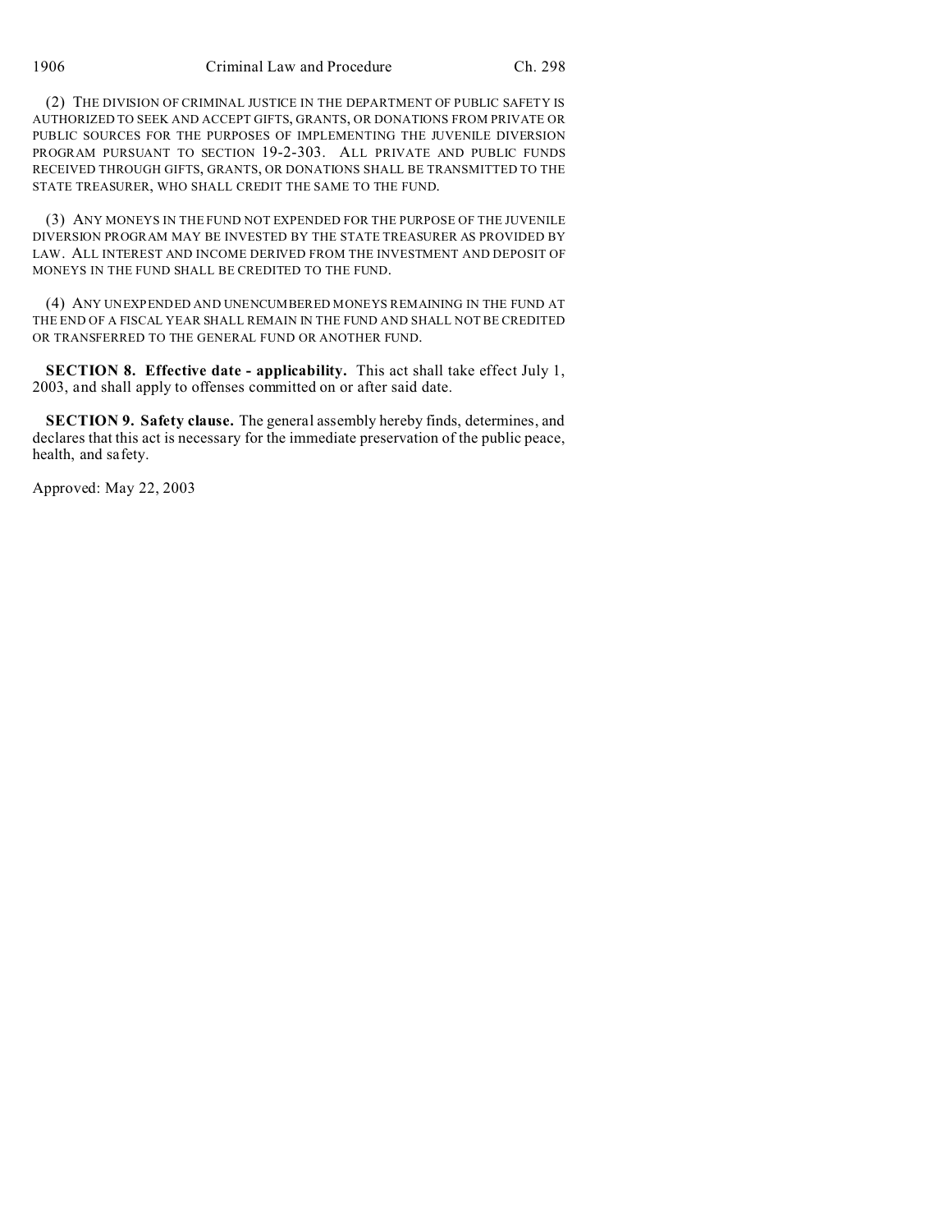(2) THE DIVISION OF CRIMINAL JUSTICE IN THE DEPARTMENT OF PUBLIC SAFETY IS AUTHORIZED TO SEEK AND ACCEPT GIFTS, GRANTS, OR DONATIONS FROM PRIVATE OR PUBLIC SOURCES FOR THE PURPOSES OF IMPLEMENTING THE JUVENILE DIVERSION PROGRAM PURSUANT TO SECTION 19-2-303. ALL PRIVATE AND PUBLIC FUNDS RECEIVED THROUGH GIFTS, GRANTS, OR DONATIONS SHALL BE TRANSMITTED TO THE STATE TREASURER, WHO SHALL CREDIT THE SAME TO THE FUND.

(3) ANY MONEYS IN THE FUND NOT EXPENDED FOR THE PURPOSE OF THE JUVENILE DIVERSION PROGRAM MAY BE INVESTED BY THE STATE TREASURER AS PROVIDED BY LAW. ALL INTEREST AND INCOME DERIVED FROM THE INVESTMENT AND DEPOSIT OF MONEYS IN THE FUND SHALL BE CREDITED TO THE FUND.

(4) ANY UNEXPENDED AND UNENCUMBERED MONEYS REMAINING IN THE FUND AT THE END OF A FISCAL YEAR SHALL REMAIN IN THE FUND AND SHALL NOT BE CREDITED OR TRANSFERRED TO THE GENERAL FUND OR ANOTHER FUND.

**SECTION 8. Effective date - applicability.** This act shall take effect July 1, 2003, and shall apply to offenses committed on or after said date.

**SECTION 9. Safety clause.** The general assembly hereby finds, determines, and declares that this act is necessary for the immediate preservation of the public peace, health, and safety.

Approved: May 22, 2003